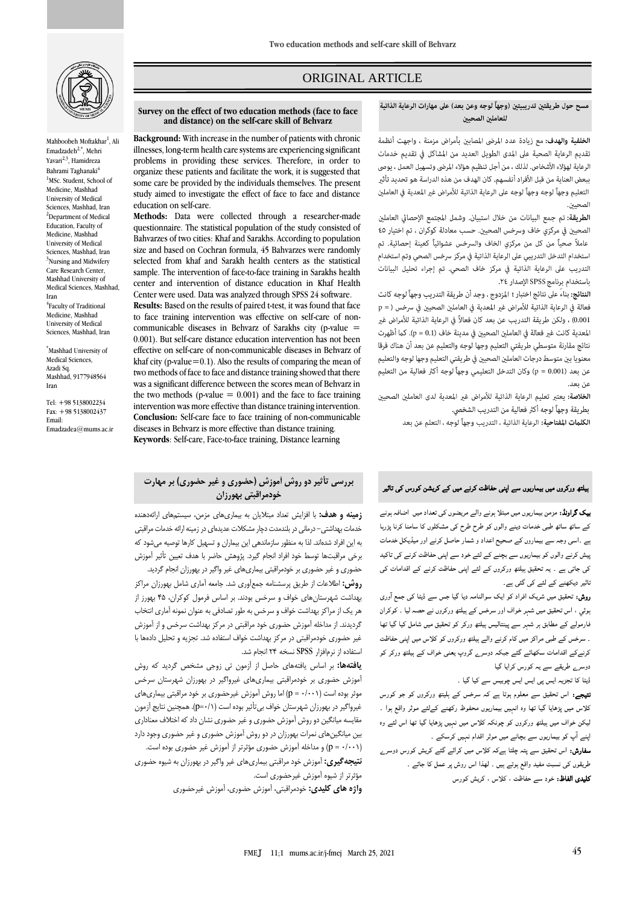# ORIGINAL ARTICLE

## Survey on the effect of two education methods (face to face and distance) on the self-care skill of Behvarz

Mahboobeh Moftakhar[1], Ali Emadzadeh[2,*], Mehri Yavari[2,3], Hamidreza Bahrami Taghanaki[4]

[1]MSc. Student, School of Medicine, Mashhad University of Medical Sciences, Mashhad, Iran
[2]Department of Medical Education, Faculty of Medicine, Mashhad University of Medical Sciences, Mashhad, Iran
[3]Nursing and Midwifery Care Research Center, Mashhad University of Medical Sciences, Mashhad, Iran
[4]Faculty of Traditional Medicine, Mashhad University of Medical Sciences, Mashhad, Iran

*Mashhad University of Medical Sciences, Azadi Sq. Mashhad, 9177948564 Iran

Tel: +98 5138002234
Fax: +98 5138002437
Email: Emadzadea@mums.ac.ir

**Background:** With increase in the number of patients with chronic illnesses, long-term health care systems are experiencing significant problems in providing these services. Therefore, in order to organize these patients and facilitate the work, it is suggested that some care be provided by the individuals themselves. The present study aimed to investigate the effect of face to face and distance education on self-care.

**Methods:** Data were collected through a researcher-made questionnaire. The statistical population of the study consisted of Bahvarzes of two cities: Khaf and Sarakhs. According to population size and based on Cochran formula, 45 Bahvarzes were randomly selected from khaf and Sarakh health centers as the statistical sample. The intervention of face-to-face training in Sarakhs health center and intervention of distance education in Khaf Health Center were used. Data was analyzed through SPSS 24 software.

**Results:** Based on the results of paired t-test, it was found that face to face training intervention was effective on self-care of non-communicable diseases in Behvarz of Sarakhs city (p-value = 0.001). But self-care distance education intervention has not been effective on self-care of non-communicable diseases in Behvarz of khaf city (p-value=0.1). Also the results of comparing the mean of two methods of face to face and distance training showed that there was a significant difference between the scores mean of Behvarz in the two methods (p-value = 0.001) and the face to face training intervention was more effective than distance training intervention.

**Conclusion:** Self-care face to face training of non-communicable diseases in Behvarz is more effective than distance training.

**Keywords**: Self-care, Face-to-face training, Distance learning

## مسح حول طريقتين تدريبيتين (وجهاً لوجه وعن بعد) على مهارات الرعاية الذاتية للعاملين الصحيين

**الخلفية والهدف:** مع زيادة عدد المرضى المصابين بأمراض مزمنة ، واجهت أنظمة تقديم الرعاية الصحية على المدى الطويل العديد من المشاكل في تقديم خدمات الرعاية لهؤلاء الأشخاص. لذلك ، من أجل تنظيم هؤلاء المرضى وتسهيل العمل ، يوصى ببعض العناية من قبل الأفراد أنفسهم. كان الهدف من هذه الدراسة هو تحديد تأثير التعليم وجهاً لوجه وجهاً لوجه على الرعاية الذاتية للأمراض غير المعدية في العاملين الصحيين.

**الطريقة:** تم جمع البيانات من خلال استبيان. وشمل المجتمع الإحصائي العاملين الصحيين في مركزي خاف وسرخس الصحيين. حسب معادلة كوكران ، تم اختيار ٤٥ عاملاً صحياً من كل من مركزي الخاف والسرخس عشوائياً كعينة إحصائية. تم استخدام التدخل التدريبي على الرعاية الذاتية في مركز سرخس الصحي وتم استخدام التدريب على الرعاية الذاتية في مركز خاف الصحي. تم إجراء تحليل البيانات باستخدام برنامج SPSS الإصدار ٢٤.

**النتائج:** بناءً على نتائج اختبار t المزدوج ، وجد أن طريقة التدريب وجهاً لوجه كانت فعالة في الرعاية الذاتية للأمراض غير المعدية في العاملين الصحيين في سرخس (p = 0.001) ، ولكن طريقة التدريب عن بعد كان فعالاً في الرعاية الذاتية للأمراض غير المعدية كانت غير فعالة في العاملين الصحيين في مدينة خاف (p = 0.1). كما أظهرت نتائج مقارنة متوسطي طريقتي التعليم وجها لوجه والتعليم عن بعد أن هناك فرقا معنويا بين متوسط درجات العاملين الصحيين في طريقتي التعليم وجها لوجه والتعليم عن بعد (p = 0.001) وكان التدخل التعليمي وجهاً لوجه أكثر فعالية من التعليم عن بعد.

**الخلاصة:** يعتبر تعليم الرعاية الذاتية للأمراض غير المعدية لدى العاملين الصحيين بطريقة وجهاً لوجه أكثر فعالية من التدريب الشخصي.

**الكلمات المفتاحية:** الرعاية الذاتية ، التدريب وجهاً لوجه ، التعلم عن بعد

## بررسی تأثیر دو روش آموزش (حضوری و غیر حضوری) بر مهارت خودمراقبتی بهورزان

**زمینه و هدف:** با افزایش تعداد مبتلایان به بیماری‌های مزمن، سیستم‌های ارائه‌دهنده خدمات بهداشتی- درمانی در بلندمدت دچار مشکلات عدیده‌ای در زمینه ارائه خدمات مراقبتی به این افراد شده‌اند. لذا به منظور سازماندهی این بیماران و تسهیل کارها توصیه می‌شود که برخی مراقبت‌ها توسط خود افراد انجام گیرد. پژوهش حاضر با هدف تعیین تأثیر آموزش حضوری و غیر حضوری بر خودمراقبتی بیماری‌های غیر واگیر در بهورزان انجام گردید.

**روش:** اطلاعات از طریق پرسشنامه جمع‌آوری شد. جامعه آماری شامل بهورزان مراکز بهداشت شهرستان‌های خواف و سرخس بودند. بر اساس فرمول کوکران، ۴۵ بهورز از هر یک از مراکز بهداشت خواف و سرخس به طور تصادفی به عنوان نمونه آماری انتخاب گردیدند. از مداخله آموزش حضوری خود مراقبتی در مرکز بهداشت سرخس و از آموزش غیر حضوری خودمراقبتی در مرکز بهداشت خواف استفاده شد. تجزیه و تحلیل داده‌ها با استفاده از نرم‌افزار SPSS نسخه ۲۴ انجام شد.

**یافته‌ها:** بر اساس یافته‌های حاصل از آزمون تی زوجی مشخص گردید که روش آموزش حضوری بر خودمراقبتی بیماری‌های غیرواگیر در بهورزان شهرستان سرخس موثر بوده است (p = ۰/۰۰۱) اما روش آموزش غیرحضوری بر خود مراقبتی بیماری‌های غیرواگیر در بهورزان شهرستان خواف بی‌تأثیر بوده است (p=۰/۱). همچنین نتایج آزمون مقایسه میانگین دو روش آموزش حضوری و غیر حضوری نشان داد که اختلاف معناداری بین میانگین‌های نمرات بهورزان در دو روش آموزش حضوری و غیر حضوری وجود دارد (p = ۰/۰۰۱) و مداخله آموزش حضوری مؤثرتر از آموزش غیر حضوری بوده است.

**نتیجه‌گیری:** آموزش خود مراقبتی بیماری‌های غیر واگیر در بهورزان به شیوه حضوری مؤثرتر از شیوه آموزش غیرحضوری است.

**واژه های کلیدی:** خودمراقبتی، آموزش حضوری، آموزش غیرحضوری

## ہیلتھ ورکروں میں بیماریوں سے اپنی حفاظت کرنے میں کے کریشن کورس کی تاثیر

**بیک گراونڈ:** مزمن بیماریوں میں مبتلا ہونے والے مریضوں کی تعداد میں اضافہ ہونے کے ساتھ ساتھ طبی خدمات دینے والوں کو طرح طرح کی مشکلوں کا سامنا کرنا پڑرہا ہے ۔اسی وجہ سے بیماروں کے صحیح اعداد و شمار حاصل کرنے اور میڈیکل خدمات پیش کرنے والوں کو بیماریوں سے بچنے کے لئے خود سے اپنی حفاظت کرنے کی تاکید کی جاتی ہے ۔ یہ تحقیق ہیلتھ ورکروں کے لئے اپنی حفاظت کرنے کے اقدامات کی تاثیر دیکھنے کے لئے کی گئی ہے۔

**روش:** تحقیق میں شریک افراد کو ایک سوالنامہ دیا گیا جس سے ڈیٹا کی جمع آوری ہوئي ، اس تحقیق میں شہر خواف اور سرخس کے ہیلتھ ورکروں نے حصہ لیا ۔ کوکران فارمولے کے مطابق ہر شہر سے پینتالیس ہیلتھ ورکر کو تحقیق میں شامل کیا گیا تھا ۔ سرخس کے طبی مراکز میں کام کرنے والے ہیلتھ ورکروں کو کلاس میں اپنی حفاظت کرنےکے اقدامات سکھائے گئے جبکہ دوسرے گروپ یعنی خواف کے ہیلتھ ورکر کو دوسرے طریقے سے یہ کورس کرایا گیا

ڈیٹا کا تجزیہ ایس پی ایس ایس چوبیس سے کیا گيا ۔

**نتیجے:** اس تحقیق سے معلوم ہوتا ہے کہ سرخس کے ہلیتھ ورکروں کو جو کورس کلاس میں پڑھایا گیا تھا وہ انہیں بیماریوں محفوظ رکھنے کےلئے موثر واقع ہوا ۔ لیکن خواف میں ہیلتھ ورکروں کو چونکہ کلاس میں نہیں پڑھایا گيا تھا اس لئے وہ اپنے آپ کو بیماریوں سے بچانے میں موثر اقدام نہیں کرسکے ۔

**سفارش:** اس تحقیق سے پتہ چلتا ہےکہ کلاس میں کرائے گئے کریش کورس دوسرے طریقوں کی نسبت مفید واقع ہوتے ہیں ۔ لھذا اس روش پر عمل کا جائے ۔

**کلیدی الفاظ:** خود سے حفاظت ، کلاس ، کریش کورس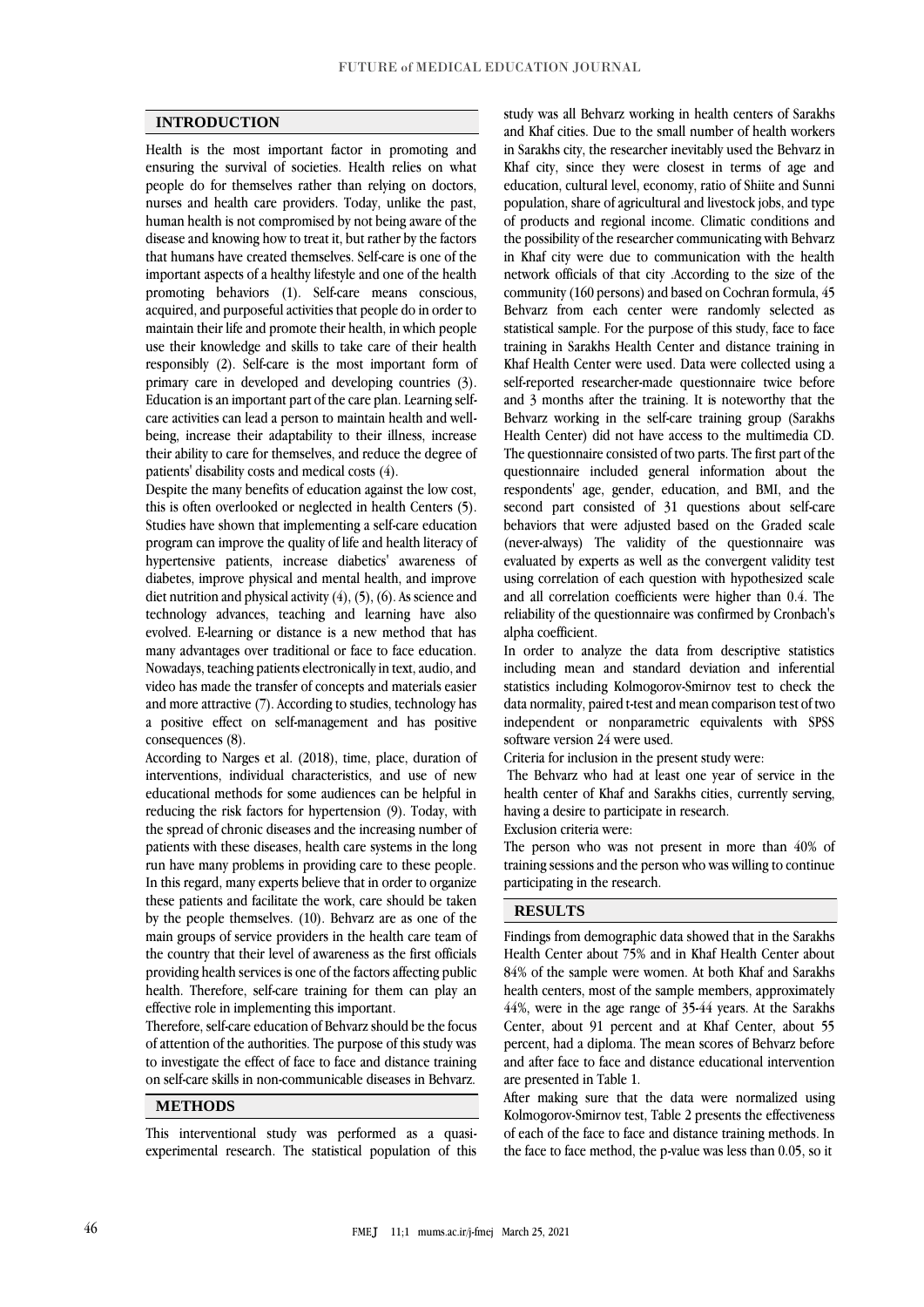## INTRODUCTION

Health is the most important factor in promoting and ensuring the survival of societies. Health relies on what people do for themselves rather than relying on doctors, nurses and health care providers. Today, unlike the past, human health is not compromised by not being aware of the disease and knowing how to treat it, but rather by the factors that humans have created themselves. Self-care is one of the important aspects of a healthy lifestyle and one of the health promoting behaviors (1). Self-care means conscious, acquired, and purposeful activities that people do in order to maintain their life and promote their health, in which people use their knowledge and skills to take care of their health responsibly (2). Self-care is the most important form of primary care in developed and developing countries (3). Education is an important part of the care plan. Learning self-care activities can lead a person to maintain health and well-being, increase their adaptability to their illness, increase their ability to care for themselves, and reduce the degree of patients' disability costs and medical costs (4).

Despite the many benefits of education against the low cost, this is often overlooked or neglected in health Centers (5). Studies have shown that implementing a self-care education program can improve the quality of life and health literacy of hypertensive patients, increase diabetics' awareness of diabetes, improve physical and mental health, and improve diet nutrition and physical activity (4), (5), (6). As science and technology advances, teaching and learning have also evolved. E-learning or distance is a new method that has many advantages over traditional or face to face education. Nowadays, teaching patients electronically in text, audio, and video has made the transfer of concepts and materials easier and more attractive (7). According to studies, technology has a positive effect on self-management and has positive consequences (8).

According to Narges et al. (2018), time, place, duration of interventions, individual characteristics, and use of new educational methods for some audiences can be helpful in reducing the risk factors for hypertension (9). Today, with the spread of chronic diseases and the increasing number of patients with these diseases, health care systems in the long run have many problems in providing care to these people. In this regard, many experts believe that in order to organize these patients and facilitate the work, care should be taken by the people themselves. (10). Behvarz are as one of the main groups of service providers in the health care team of the country that their level of awareness as the first officials providing health services is one of the factors affecting public health. Therefore, self-care training for them can play an effective role in implementing this important.

Therefore, self-care education of Behvarz should be the focus of attention of the authorities. The purpose of this study was to investigate the effect of face to face and distance training on self-care skills in non-communicable diseases in Behvarz.

## METHODS

This interventional study was performed as a quasi-experimental research. The statistical population of this study was all Behvarz working in health centers of Sarakhs and Khaf cities. Due to the small number of health workers in Sarakhs city, the researcher inevitably used the Behvarz in Khaf city, since they were closest in terms of age and education, cultural level, economy, ratio of Shiite and Sunni population, share of agricultural and livestock jobs, and type of products and regional income. Climatic conditions and the possibility of the researcher communicating with Behvarz in Khaf city were due to communication with the health network officials of that city .According to the size of the community (160 persons) and based on Cochran formula, 45 Behvarz from each center were randomly selected as statistical sample. For the purpose of this study, face to face training in Sarakhs Health Center and distance training in Khaf Health Center were used. Data were collected using a self-reported researcher-made questionnaire twice before and 3 months after the training. It is noteworthy that the Behvarz working in the self-care training group (Sarakhs Health Center) did not have access to the multimedia CD. The questionnaire consisted of two parts. The first part of the questionnaire included general information about the respondents' age, gender, education, and BMI, and the second part consisted of 31 questions about self-care behaviors that were adjusted based on the Graded scale (never-always) The validity of the questionnaire was evaluated by experts as well as the convergent validity test using correlation of each question with hypothesized scale and all correlation coefficients were higher than 0.4. The reliability of the questionnaire was confirmed by Cronbach's alpha coefficient.

In order to analyze the data from descriptive statistics including mean and standard deviation and inferential statistics including Kolmogorov-Smirnov test to check the data normality, paired t-test and mean comparison test of two independent or nonparametric equivalents with SPSS software version 24 were used.

Criteria for inclusion in the present study were:

The Behvarz who had at least one year of service in the health center of Khaf and Sarakhs cities, currently serving, having a desire to participate in research.

Exclusion criteria were:

The person who was not present in more than 40% of training sessions and the person who was willing to continue participating in the research.

## RESULTS

Findings from demographic data showed that in the Sarakhs Health Center about 75% and in Khaf Health Center about 84% of the sample were women. At both Khaf and Sarakhs health centers, most of the sample members, approximately 44%, were in the age range of 35-44 years. At the Sarakhs Center, about 91 percent and at Khaf Center, about 55 percent, had a diploma. The mean scores of Behvarz before and after face to face and distance educational intervention are presented in Table 1.

After making sure that the data were normalized using Kolmogorov-Smirnov test, Table 2 presents the effectiveness of each of the face to face and distance training methods. In the face to face method, the p-value was less than 0.05, so it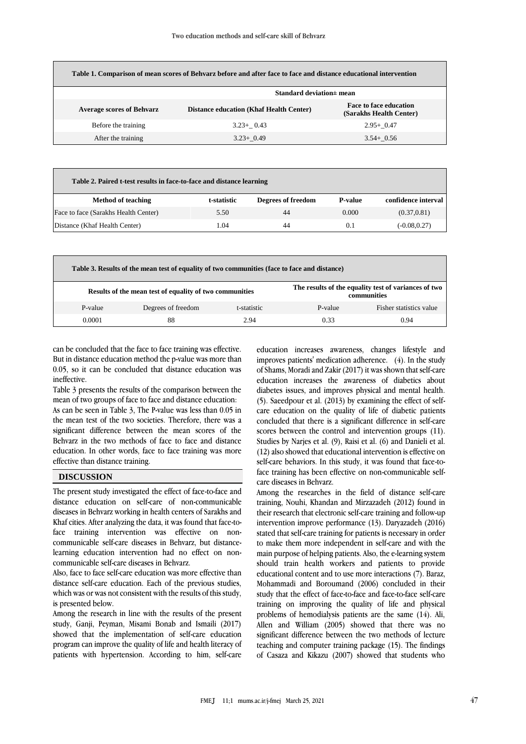**Table 1. Comparison of mean scores of Behvarz before and after face to face and distance educational intervention**

| | Standard deviation± mean | |
|---|---|---|
| **Average scores of Behvarz** | **Distance education (Khaf Health Center)** | **Face to face education (Sarakhs Health Center)** |
| Before the training | 3.23+_ 0.43 | 2.95+_0.47 |
| After the training | 3.23+_0.49 | 3.54+_0.56 |

**Table 2. Paired t-test results in face-to-face and distance learning**

| Method of teaching | t-statistic | Degrees of freedom | P-value | confidence interval |
|---|---|---|---|---|
| Face to face (Sarakhs Health Center) | 5.50 | 44 | 0.000 | (0.37,0.81) |
| Distance (Khaf Health Center) | 1.04 | 44 | 0.1 | (-0.08,0.27) |

**Table 3. Results of the mean test of equality of two communities (face to face and distance)**

| Results of the mean test of equality of two communities | | | The results of the equality test of variances of two communities | |
|---|---|---|---|---|
| P-value | Degrees of freedom | t-statistic | P-value | Fisher statistics value |
| 0.0001 | 88 | 2.94 | 0.33 | 0.94 |

can be concluded that the face to face training was effective. But in distance education method the p-value was more than 0.05, so it can be concluded that distance education was ineffective.

Table 3 presents the results of the comparison between the mean of two groups of face to face and distance education:

As can be seen in Table 3, The P-value was less than 0.05 in the mean test of the two societies. Therefore, there was a significant difference between the mean scores of the Behvarz in the two methods of face to face and distance education. In other words, face to face training was more effective than distance training.

## DISCUSSION

The present study investigated the effect of face-to-face and distance education on self-care of non-communicable diseases in Behvarz working in health centers of Sarakhs and Khaf cities. After analyzing the data, it was found that face-to-face training intervention was effective on non-communicable self-care diseases in Behvarz, but distance-learning education intervention had no effect on non-communicable self-care diseases in Behvarz.

Also, face to face self-care education was more effective than distance self-care education. Each of the previous studies, which was or was not consistent with the results of this study, is presented below.

Among the research in line with the results of the present study, Ganji, Peyman, Misami Bonab and Ismaili (2017) showed that the implementation of self-care education program can improve the quality of life and health literacy of patients with hypertension. According to him, self-care education increases awareness, changes lifestyle and improves patients' medication adherence. (4). In the study of Shams, Moradi and Zakir (2017) it was shown that self-care education increases the awareness of diabetics about diabetes issues, and improves physical and mental health. (5). Saeedpour et al. (2013) by examining the effect of self-care education on the quality of life of diabetic patients concluded that there is a significant difference in self-care scores between the control and intervention groups (11). Studies by Narjes et al. (9), Raisi et al. (6) and Danieli et al. (12) also showed that educational intervention is effective on self-care behaviors. In this study, it was found that face-to-face training has been effective on non-communicable self-care diseases in Behvarz.

Among the researches in the field of distance self-care training, Nouhi, Khandan and Mirzazadeh (2012) found in their research that electronic self-care training and follow-up intervention improve performance (13). Daryazadeh (2016) stated that self-care training for patients is necessary in order to make them more independent in self-care and with the main purpose of helping patients. Also, the e-learning system should train health workers and patients to provide educational content and to use more interactions (7). Baraz, Mohammadi and Boroumand (2006) concluded in their study that the effect of face-to-face and face-to-face self-care training on improving the quality of life and physical problems of hemodialysis patients are the same (14). Ali, Allen and William (2005) showed that there was no significant difference between the two methods of lecture teaching and computer training package (15). The findings of Casaza and Kikazu (2007) showed that students who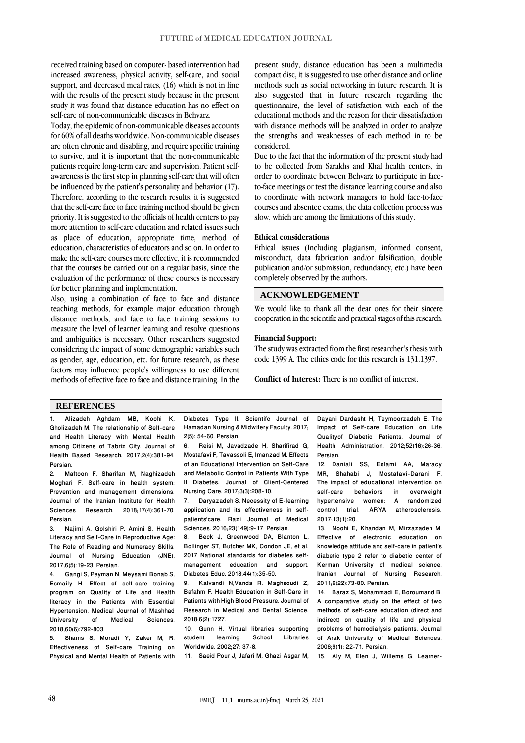received training based on computer- based intervention had increased awareness, physical activity, self-care, and social support, and decreased meal rates, (16) which is not in line with the results of the present study because in the present study it was found that distance education has no effect on self-care of non-communicable diseases in Behvarz.

Today, the epidemic of non-communicable diseases accounts for 60% of all deaths worldwide. Non-communicable diseases are often chronic and disabling, and require specific training to survive, and it is important that the non-communicable patients require long-term care and supervision. Patient self-awareness is the first step in planning self-care that will often be influenced by the patient's personality and behavior (17). Therefore, according to the research results, it is suggested that the self-care face to face training method should be given priority. It is suggested to the officials of health centers to pay more attention to self-care education and related issues such as place of education, appropriate time, method of education, characteristics of educators and so on. In order to make the self-care courses more effective, it is recommended that the courses be carried out on a regular basis, since the evaluation of the performance of these courses is necessary for better planning and implementation.

Also, using a combination of face to face and distance teaching methods, for example major education through distance methods, and face to face training sessions to measure the level of learner learning and resolve questions and ambiguities is necessary. Other researchers suggested considering the impact of some demographic variables such as gender, age, education, etc. for future research, as these factors may influence people's willingness to use different methods of effective face to face and distance training. In the present study, distance education has been a multimedia compact disc, it is suggested to use other distance and online methods such as social networking in future research. It is also suggested that in future research regarding the questionnaire, the level of satisfaction with each of the educational methods and the reason for their dissatisfaction with distance methods will be analyzed in order to analyze the strengths and weaknesses of each method in to be considered.

Due to the fact that the information of the present study had to be collected from Sarakhs and Khaf health centers, in order to coordinate between Behvarz to participate in face-to-face meetings or test the distance learning course and also to coordinate with network managers to hold face-to-face courses and absentee exams, the data collection process was slow, which are among the limitations of this study.

### Ethical considerations

Ethical issues (Including plagiarism, informed consent, misconduct, data fabrication and/or falsification, double publication and/or submission, redundancy, etc.) have been completely observed by the authors.

## ACKNOWLEDGEMENT

We would like to thank all the dear ones for their sincere cooperation in the scientific and practical stages of this research.

### Financial Support:

The study was extracted from the first researcher's thesis with code 1399 A. The ethics code for this research is 131.1397.

**Conflict of Interest:** There is no conflict of interest.

## REFERENCES

1. Alizadeh Aghdam MB, Koohi K, Gholizadeh M. The relationship of Self-care and Health Literacy with Mental Health among Citizens of Tabriz City. Journal of Health Based Research. 2017;2(4):381-94. Persian.
2. Maftoon F, Sharifan M, Naghizadeh Moghari F. Self-care in health system: Prevention and management dimensions. Journal of the Iranian Institute for Health Sciences Research. 2018;17(4):361-70. Persian.
3. Najimi A, Golshiri P, Amini S. Health Literacy and Self-Care in Reproductive Age: The Role of Reading and Numeracy Skills. Journal of Nursing Education (JNE). 2017;6(5):19-23. Persian.
4. Gangi S, Peyman N, Meysami Bonab S, Esmaily H. Effect of self-care training program on Quality of Life and Health literacy in the Patients with Essential Hypertension. Medical Journal of Mashhad University of Medical Sciences. 2018;60(6):792-803.
5. Shams S, Moradi Y, Zaker M, R. Effectiveness of Self-care Training on Physical and Mental Health of Patients with Diabetes Type II. Scientifc Journal of Hamadan Nursing & Midwifery Faculty. 2017; 2(5): 54-60. Persian.
6. Reisi M, Javadzade H, Sharifirad G, Mostafavi F, Tavassoli E, Imanzad M. Effects of an Educational Intervention on Self-Care and Metabolic Control in Patients With Type II Diabetes. Journal of Client-Centered Nursing Care. 2017;3(3):208-10.
7. Daryazadeh S. Necessity of E-learning application and its effectiveness in self-patients'care. Razi Journal of Medical Sciences. 2016;23(149):9-17. Persian.
8. Beck J, Greenwood DA, Blanton L, Bollinger ST, Butcher MK, Condon JE, et al. 2017 National standards for diabetes self-management education and support. Diabetes Educ. 2018;44(1):35-50.
9. Kalvandi N,Vanda R, Maghsoudi Z, Bafahm F. Health Education in Self-Care in Patients with High Blood Pressure. Journal of Research in Medical and Dental Science. 2018;6(2):1727.
10. Gunn H. Virtual libraries supporting student learning. School Libraries Worldwide. 2002;27: 37-8.
11. Saeid Pour J, Jafari M, Ghazi Asgar M, Dayani Dardasht H, Teymoorzadeh E. The Impact of Self-care Education on Life Qualityof Diabetic Patients. Journal of Health Administration. 2012;52(16):26-36. Persian.
12. Daniali SS, Eslami AA, Maracy MR, Shahabi J, Mostafavi-Darani F. The impact of educational intervention on self-care behaviors in overweight hypertensive women: A randomized control trial. ARYA atherosclerosis. 2017;13(1):20.
13. Noohi E, Khandan M, Mirzazadeh M. Effective of electronic education on knowledge attitude and self-care in patient's diabetic type 2 refer to diabetic center of Kerman University of medical science. Iranian Journal of Nursing Research. 2011;6(22):73-80. Persian.
14. Baraz S, Mohammadi E, Boroumand B. A comparative study on the effect of two methods of self-care education (direct and indirect) on quality of life and physical problems of hemodialysis patients. Journal of Arak University of Medical Sciences. 2006;9(1): 22-71. Persian.
15. Aly M, Elen J, Willems G. Learner-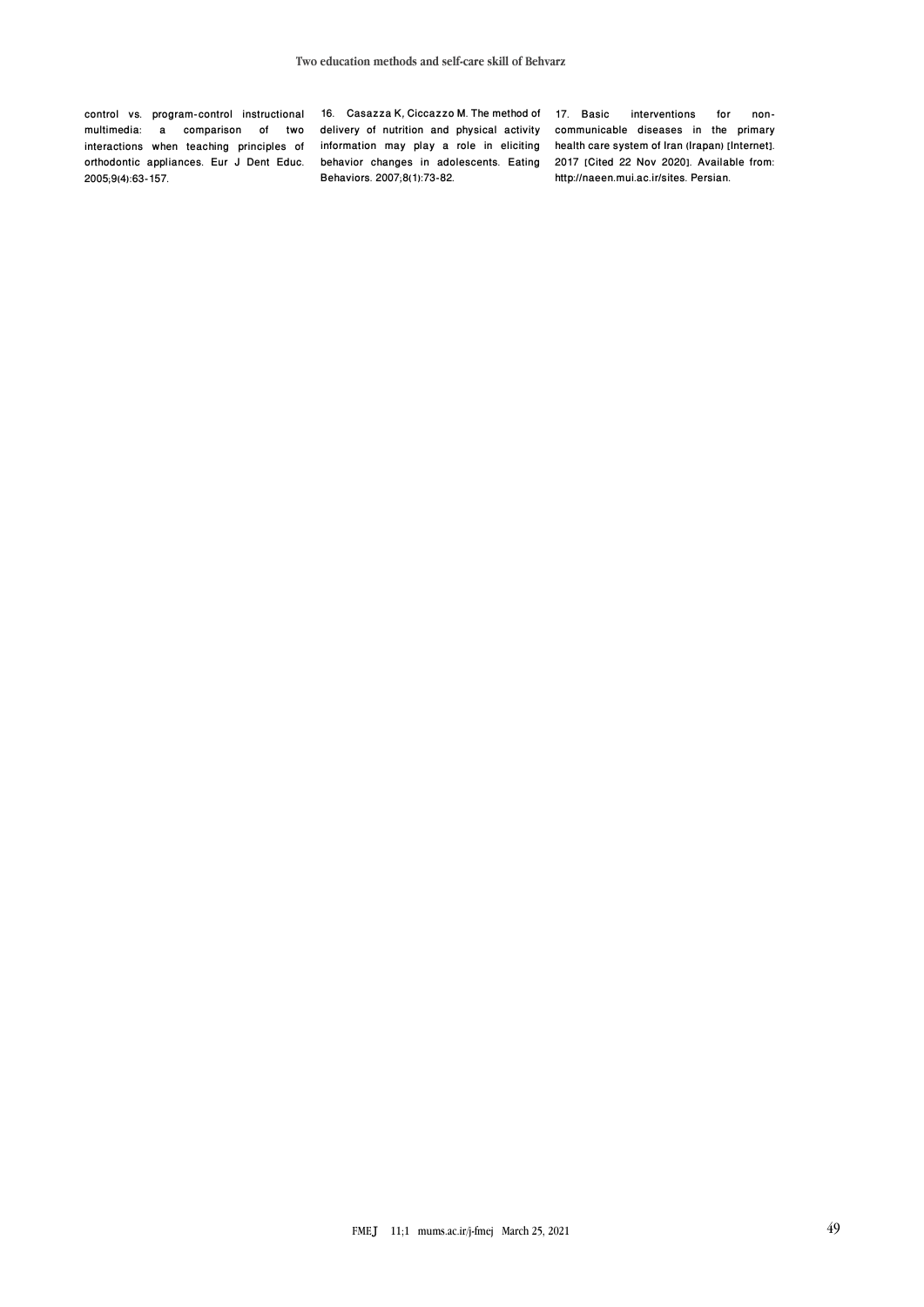control vs. program-control instructional multimedia: a comparison of two interactions when teaching principles of orthodontic appliances. Eur J Dent Educ. 2005;9(4):63-157.

16. Casazza K, Ciccazzo M. The method of delivery of nutrition and physical activity information may play a role in eliciting behavior changes in adolescents. Eating Behaviors. 2007;8(1):73-82.

17. Basic interventions for non-communicable diseases in the primary health care system of Iran (Irapan) [Internet]. 2017 [Cited 22 Nov 2020]. Available from: http://naeen.mui.ac.ir/sites. Persian.